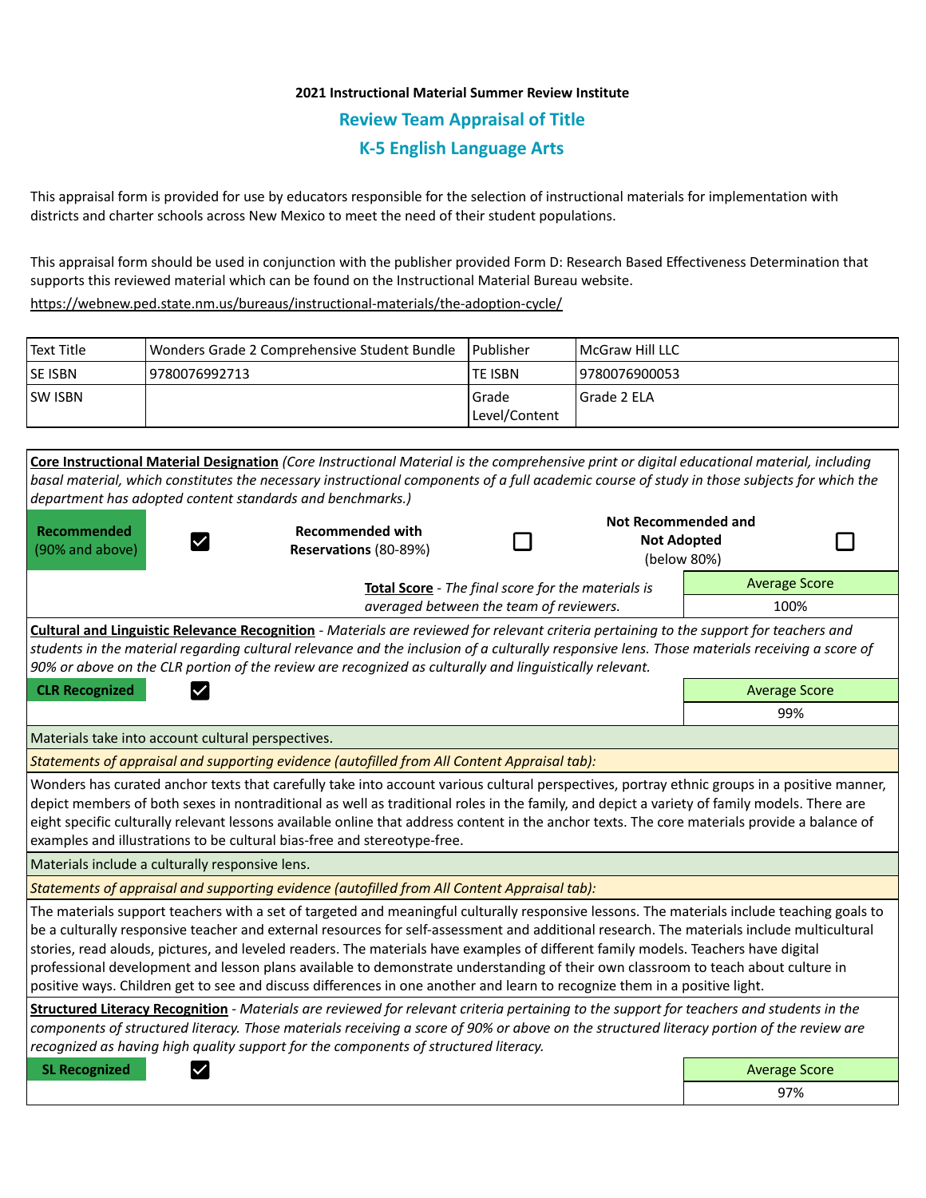**2021 Instructional Material Summer Review Institute**

## Review Team Appraisal of Title

## K-5 English Language Arts

This appraisal form is provided for use by educators responsible for the selection of instructional materials for implementation with districts and charter schools across New Mexico to meet the need of their student populations.

This appraisal form should be used in conjunction with the publisher provided Form D: Research Based Effectiveness Determination that supports this reviewed material which can be found on the Instructional Material Bureau website.

https://webnew.ped.state.nm.us/bureaus/instructional-materials/the-adoption-cycle/

| Text Title | Wonders Grade 2 Comprehensive Student Bundle | Publisher | McGraw Hill LLC |
|---|---|---|---|
| SE ISBN | 9780076992713 | TE ISBN | 9780076900053 |
| SW ISBN | | Grade Level/Content | Grade 2 ELA |

**Core Instructional Material Designation** *(Core Instructional Material is the comprehensive print or digital educational material, including basal material, which constitutes the necessary instructional components of a full academic course of study in those subjects for which the department has adopted content standards and benchmarks.)*

| **Recommended** (90% and above) | ☑ | **Recommended with Reservations** (80-89%) | ☐ | **Not Recommended and Not Adopted** (below 80%) | ☐ |
|---|---|---|---|---|---|

**Total Score** - *The final score for the materials is averaged between the team of reviewers.*

| Average Score |
|---|
| 100% |

**Cultural and Linguistic Relevance Recognition** - *Materials are reviewed for relevant criteria pertaining to the support for teachers and students in the material regarding cultural relevance and the inclusion of a culturally responsive lens. Those materials receiving a score of 90% or above on the CLR portion of the review are recognized as culturally and linguistically relevant.*

**CLR Recognized** ☑

| Average Score |
|---|
| 99% |

Materials take into account cultural perspectives.

*Statements of appraisal and supporting evidence (autofilled from All Content Appraisal tab):*

Wonders has curated anchor texts that carefully take into account various cultural perspectives, portray ethnic groups in a positive manner, depict members of both sexes in nontraditional as well as traditional roles in the family, and depict a variety of family models. There are eight specific culturally relevant lessons available online that address content in the anchor texts. The core materials provide a balance of examples and illustrations to be cultural bias-free and stereotype-free.

Materials include a culturally responsive lens.

*Statements of appraisal and supporting evidence (autofilled from All Content Appraisal tab):*

The materials support teachers with a set of targeted and meaningful culturally responsive lessons. The materials include teaching goals to be a culturally responsive teacher and external resources for self-assessment and additional research. The materials include multicultural stories, read alouds, pictures, and leveled readers. The materials have examples of different family models. Teachers have digital professional development and lesson plans available to demonstrate understanding of their own classroom to teach about culture in positive ways. Children get to see and discuss differences in one another and learn to recognize them in a positive light.

**Structured Literacy Recognition** - *Materials are reviewed for relevant criteria pertaining to the support for teachers and students in the components of structured literacy. Those materials receiving a score of 90% or above on the structured literacy portion of the review are recognized as having high quality support for the components of structured literacy.*

**SL Recognized** ☑

| Average Score |
|---|
| 97% |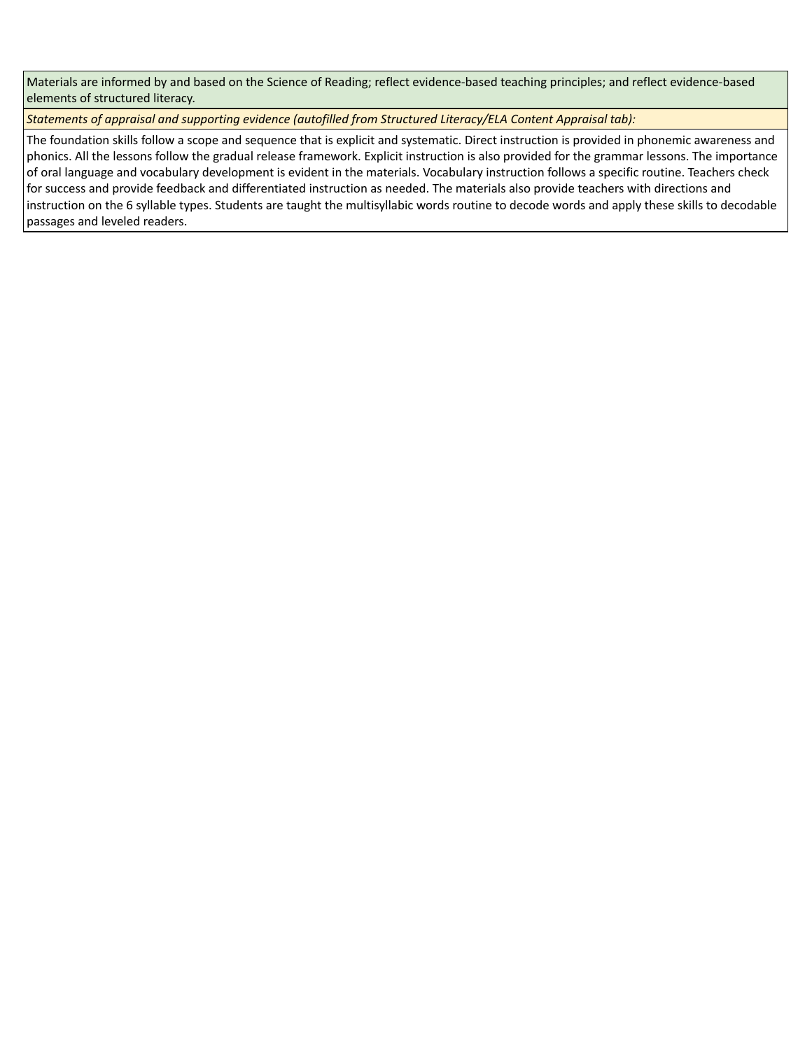| Materials are informed by and based on the Science of Reading; reflect evidence-based teaching principles; and reflect evidence-based elements of structured literacy. |
| --- |
| *Statements of appraisal and supporting evidence (autofilled from Structured Literacy/ELA Content Appraisal tab):* |
| The foundation skills follow a scope and sequence that is explicit and systematic. Direct instruction is provided in phonemic awareness and phonics. All the lessons follow the gradual release framework. Explicit instruction is also provided for the grammar lessons. The importance of oral language and vocabulary development is evident in the materials. Vocabulary instruction follows a specific routine. Teachers check for success and provide feedback and differentiated instruction as needed. The materials also provide teachers with directions and instruction on the 6 syllable types. Students are taught the multisyllabic words routine to decode words and apply these skills to decodable passages and leveled readers. |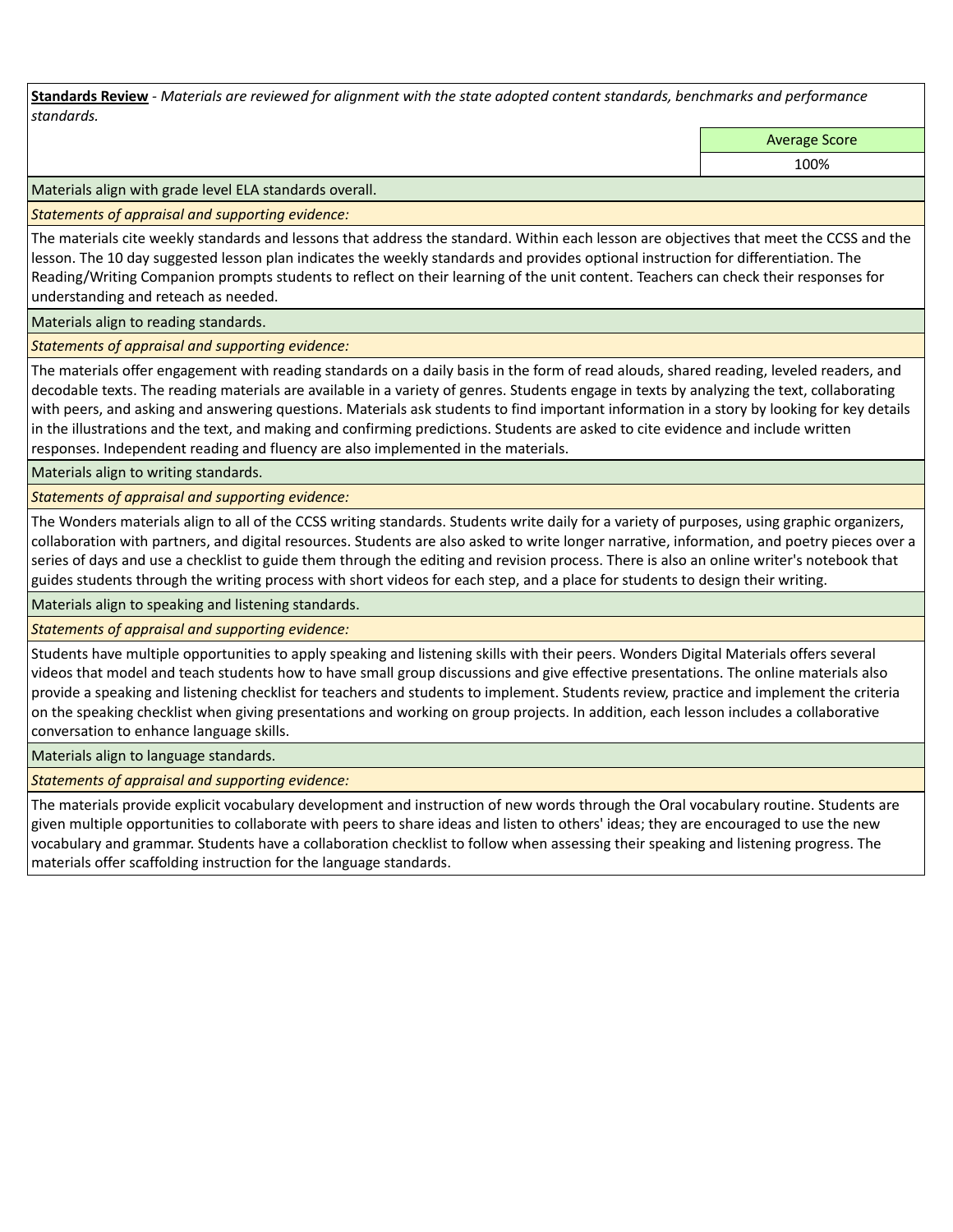**Standards Review** - *Materials are reviewed for alignment with the state adopted content standards, benchmarks and performance standards.*

| | Average Score |
|---|---|
| | 100% |

Materials align with grade level ELA standards overall.

*Statements of appraisal and supporting evidence:*

The materials cite weekly standards and lessons that address the standard. Within each lesson are objectives that meet the CCSS and the lesson. The 10 day suggested lesson plan indicates the weekly standards and provides optional instruction for differentiation. The Reading/Writing Companion prompts students to reflect on their learning of the unit content. Teachers can check their responses for understanding and reteach as needed.

Materials align to reading standards.

*Statements of appraisal and supporting evidence:*

The materials offer engagement with reading standards on a daily basis in the form of read alouds, shared reading, leveled readers, and decodable texts. The reading materials are available in a variety of genres. Students engage in texts by analyzing the text, collaborating with peers, and asking and answering questions. Materials ask students to find important information in a story by looking for key details in the illustrations and the text, and making and confirming predictions. Students are asked to cite evidence and include written responses. Independent reading and fluency are also implemented in the materials.

Materials align to writing standards.

*Statements of appraisal and supporting evidence:*

The Wonders materials align to all of the CCSS writing standards. Students write daily for a variety of purposes, using graphic organizers, collaboration with partners, and digital resources. Students are also asked to write longer narrative, information, and poetry pieces over a series of days and use a checklist to guide them through the editing and revision process. There is also an online writer's notebook that guides students through the writing process with short videos for each step, and a place for students to design their writing.

Materials align to speaking and listening standards.

*Statements of appraisal and supporting evidence:*

Students have multiple opportunities to apply speaking and listening skills with their peers. Wonders Digital Materials offers several videos that model and teach students how to have small group discussions and give effective presentations. The online materials also provide a speaking and listening checklist for teachers and students to implement. Students review, practice and implement the criteria on the speaking checklist when giving presentations and working on group projects. In addition, each lesson includes a collaborative conversation to enhance language skills.

Materials align to language standards.

*Statements of appraisal and supporting evidence:*

The materials provide explicit vocabulary development and instruction of new words through the Oral vocabulary routine. Students are given multiple opportunities to collaborate with peers to share ideas and listen to others' ideas; they are encouraged to use the new vocabulary and grammar. Students have a collaboration checklist to follow when assessing their speaking and listening progress. The materials offer scaffolding instruction for the language standards.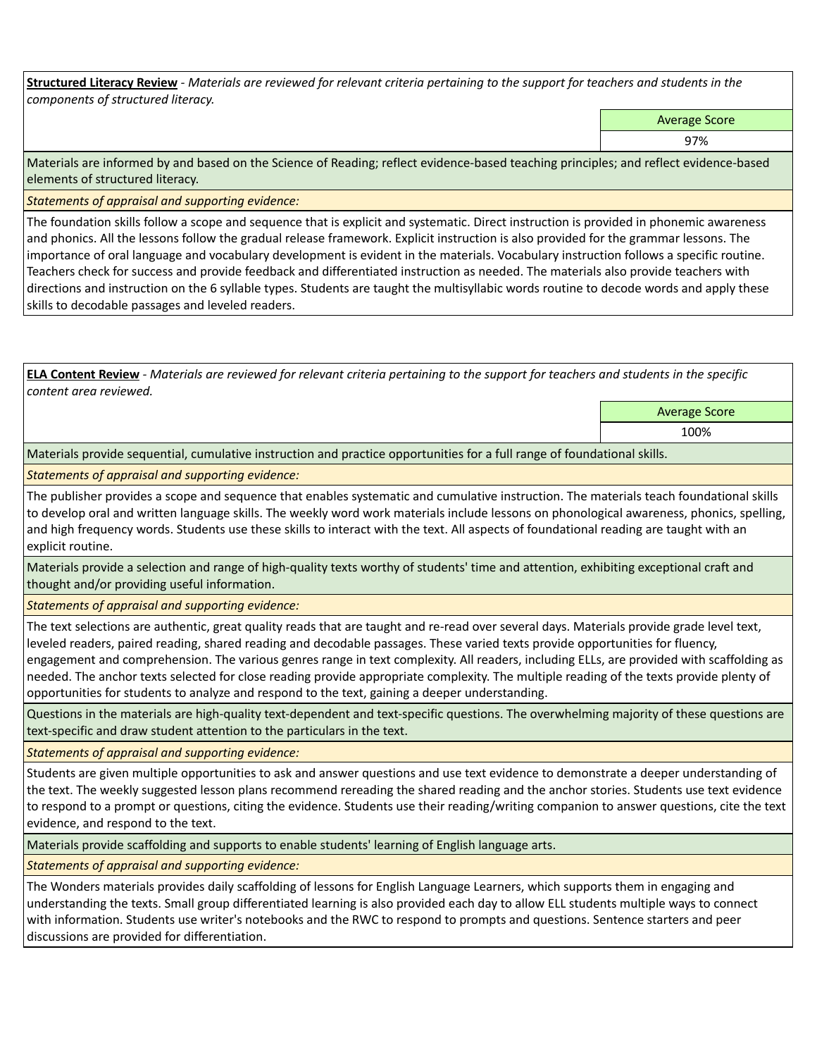**Structured Literacy Review** - *Materials are reviewed for relevant criteria pertaining to the support for teachers and students in the components of structured literacy.*

| | Average Score |
|---|---|
| | 97% |

Materials are informed by and based on the Science of Reading; reflect evidence-based teaching principles; and reflect evidence-based elements of structured literacy.

*Statements of appraisal and supporting evidence:*

The foundation skills follow a scope and sequence that is explicit and systematic. Direct instruction is provided in phonemic awareness and phonics. All the lessons follow the gradual release framework. Explicit instruction is also provided for the grammar lessons. The importance of oral language and vocabulary development is evident in the materials. Vocabulary instruction follows a specific routine. Teachers check for success and provide feedback and differentiated instruction as needed. The materials also provide teachers with directions and instruction on the 6 syllable types. Students are taught the multisyllabic words routine to decode words and apply these skills to decodable passages and leveled readers.

**ELA Content Review** - *Materials are reviewed for relevant criteria pertaining to the support for teachers and students in the specific content area reviewed.*

| | Average Score |
|---|---|
| | 100% |

Materials provide sequential, cumulative instruction and practice opportunities for a full range of foundational skills.

*Statements of appraisal and supporting evidence:*

The publisher provides a scope and sequence that enables systematic and cumulative instruction. The materials teach foundational skills to develop oral and written language skills. The weekly word work materials include lessons on phonological awareness, phonics, spelling, and high frequency words. Students use these skills to interact with the text. All aspects of foundational reading are taught with an explicit routine.

Materials provide a selection and range of high-quality texts worthy of students' time and attention, exhibiting exceptional craft and thought and/or providing useful information.

*Statements of appraisal and supporting evidence:*

The text selections are authentic, great quality reads that are taught and re-read over several days. Materials provide grade level text, leveled readers, paired reading, shared reading and decodable passages. These varied texts provide opportunities for fluency, engagement and comprehension. The various genres range in text complexity. All readers, including ELLs, are provided with scaffolding as needed. The anchor texts selected for close reading provide appropriate complexity. The multiple reading of the texts provide plenty of opportunities for students to analyze and respond to the text, gaining a deeper understanding.

Questions in the materials are high-quality text-dependent and text-specific questions. The overwhelming majority of these questions are text-specific and draw student attention to the particulars in the text.

*Statements of appraisal and supporting evidence:*

Students are given multiple opportunities to ask and answer questions and use text evidence to demonstrate a deeper understanding of the text. The weekly suggested lesson plans recommend rereading the shared reading and the anchor stories. Students use text evidence to respond to a prompt or questions, citing the evidence. Students use their reading/writing companion to answer questions, cite the text evidence, and respond to the text.

Materials provide scaffolding and supports to enable students' learning of English language arts.

*Statements of appraisal and supporting evidence:*

The Wonders materials provides daily scaffolding of lessons for English Language Learners, which supports them in engaging and understanding the texts. Small group differentiated learning is also provided each day to allow ELL students multiple ways to connect with information. Students use writer's notebooks and the RWC to respond to prompts and questions. Sentence starters and peer discussions are provided for differentiation.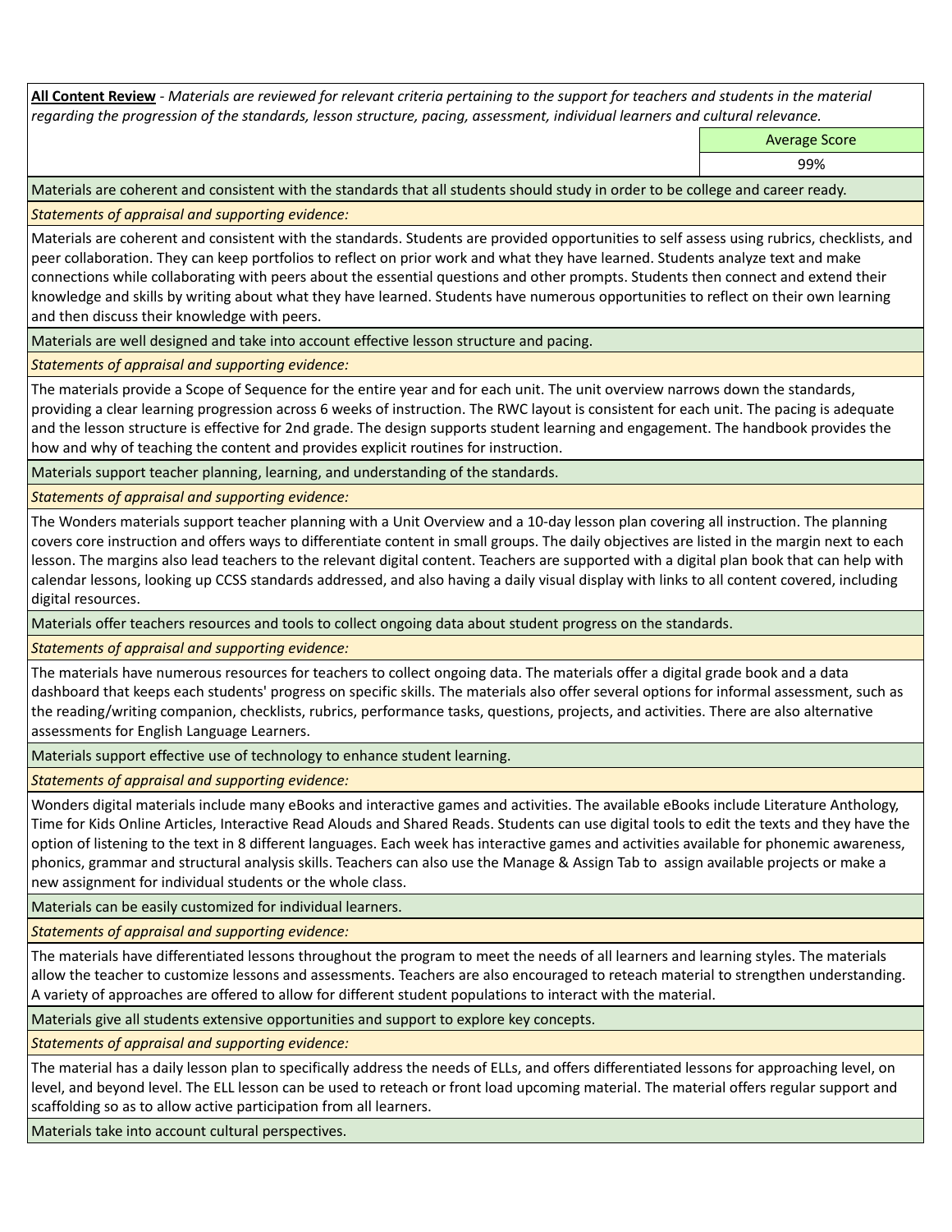**All Content Review** - *Materials are reviewed for relevant criteria pertaining to the support for teachers and students in the material regarding the progression of the standards, lesson structure, pacing, assessment, individual learners and cultural relevance.*

| | Average Score |
|---|---|
| | 99% |

Materials are coherent and consistent with the standards that all students should study in order to be college and career ready.

*Statements of appraisal and supporting evidence:*

Materials are coherent and consistent with the standards. Students are provided opportunities to self assess using rubrics, checklists, and peer collaboration. They can keep portfolios to reflect on prior work and what they have learned. Students analyze text and make connections while collaborating with peers about the essential questions and other prompts. Students then connect and extend their knowledge and skills by writing about what they have learned. Students have numerous opportunities to reflect on their own learning and then discuss their knowledge with peers.

Materials are well designed and take into account effective lesson structure and pacing.

*Statements of appraisal and supporting evidence:*

The materials provide a Scope of Sequence for the entire year and for each unit. The unit overview narrows down the standards, providing a clear learning progression across 6 weeks of instruction. The RWC layout is consistent for each unit. The pacing is adequate and the lesson structure is effective for 2nd grade. The design supports student learning and engagement. The handbook provides the how and why of teaching the content and provides explicit routines for instruction.

Materials support teacher planning, learning, and understanding of the standards.

*Statements of appraisal and supporting evidence:*

The Wonders materials support teacher planning with a Unit Overview and a 10-day lesson plan covering all instruction. The planning covers core instruction and offers ways to differentiate content in small groups. The daily objectives are listed in the margin next to each lesson. The margins also lead teachers to the relevant digital content. Teachers are supported with a digital plan book that can help with calendar lessons, looking up CCSS standards addressed, and also having a daily visual display with links to all content covered, including digital resources.

Materials offer teachers resources and tools to collect ongoing data about student progress on the standards.

*Statements of appraisal and supporting evidence:*

The materials have numerous resources for teachers to collect ongoing data. The materials offer a digital grade book and a data dashboard that keeps each students' progress on specific skills. The materials also offer several options for informal assessment, such as the reading/writing companion, checklists, rubrics, performance tasks, questions, projects, and activities. There are also alternative assessments for English Language Learners.

Materials support effective use of technology to enhance student learning.

*Statements of appraisal and supporting evidence:*

Wonders digital materials include many eBooks and interactive games and activities. The available eBooks include Literature Anthology, Time for Kids Online Articles, Interactive Read Alouds and Shared Reads. Students can use digital tools to edit the texts and they have the option of listening to the text in 8 different languages. Each week has interactive games and activities available for phonemic awareness, phonics, grammar and structural analysis skills. Teachers can also use the Manage & Assign Tab to assign available projects or make a new assignment for individual students or the whole class.

Materials can be easily customized for individual learners.

*Statements of appraisal and supporting evidence:*

The materials have differentiated lessons throughout the program to meet the needs of all learners and learning styles. The materials allow the teacher to customize lessons and assessments. Teachers are also encouraged to reteach material to strengthen understanding. A variety of approaches are offered to allow for different student populations to interact with the material.

Materials give all students extensive opportunities and support to explore key concepts.

*Statements of appraisal and supporting evidence:*

The material has a daily lesson plan to specifically address the needs of ELLs, and offers differentiated lessons for approaching level, on level, and beyond level. The ELL lesson can be used to reteach or front load upcoming material. The material offers regular support and scaffolding so as to allow active participation from all learners.

Materials take into account cultural perspectives.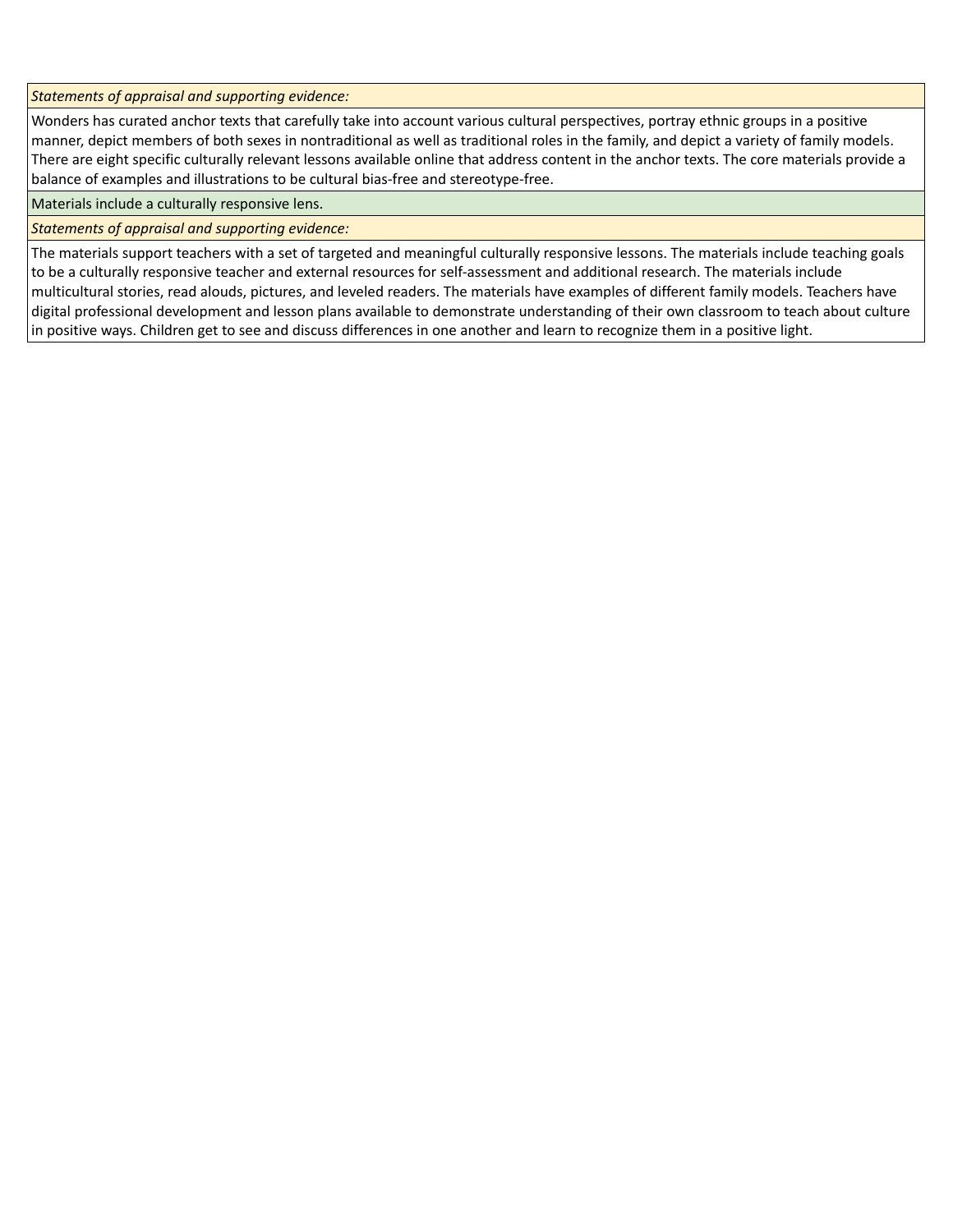| *Statements of appraisal and supporting evidence:* |
|---|
| Wonders has curated anchor texts that carefully take into account various cultural perspectives, portray ethnic groups in a positive manner, depict members of both sexes in nontraditional as well as traditional roles in the family, and depict a variety of family models. There are eight specific culturally relevant lessons available online that address content in the anchor texts. The core materials provide a balance of examples and illustrations to be cultural bias-free and stereotype-free. |
| Materials include a culturally responsive lens. |
| *Statements of appraisal and supporting evidence:* |
| The materials support teachers with a set of targeted and meaningful culturally responsive lessons. The materials include teaching goals to be a culturally responsive teacher and external resources for self-assessment and additional research. The materials include multicultural stories, read alouds, pictures, and leveled readers. The materials have examples of different family models. Teachers have digital professional development and lesson plans available to demonstrate understanding of their own classroom to teach about culture in positive ways. Children get to see and discuss differences in one another and learn to recognize them in a positive light. |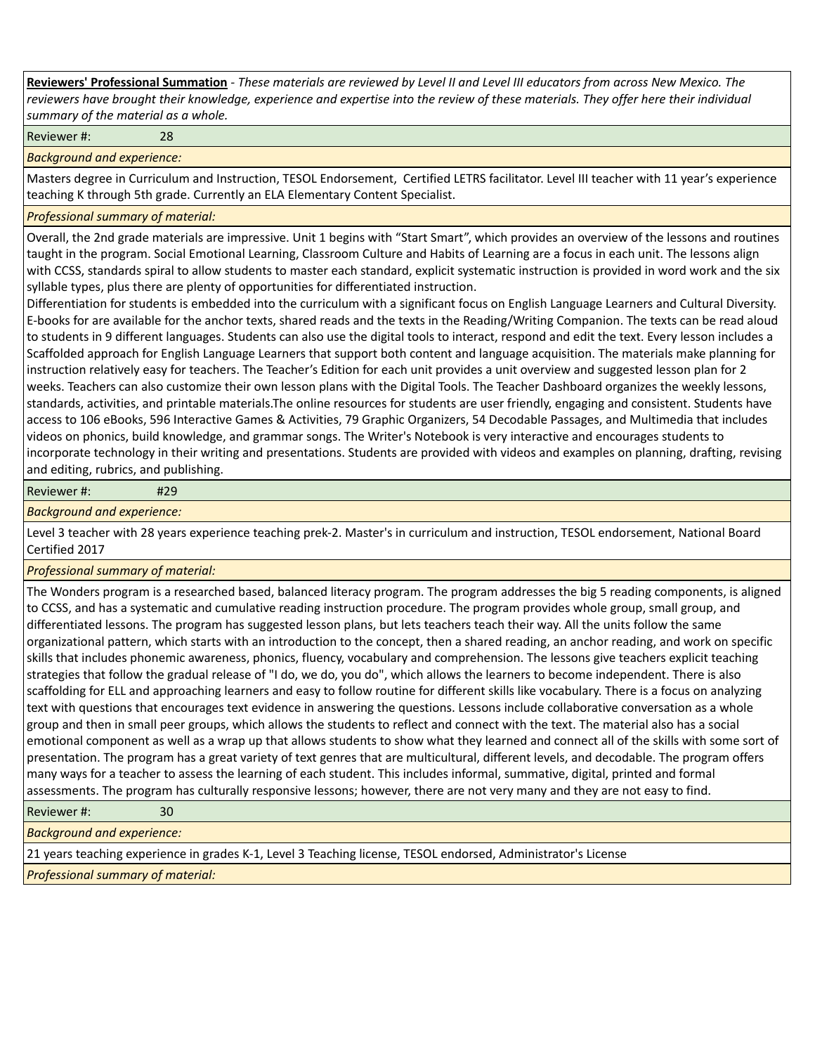**Reviewers' Professional Summation** - *These materials are reviewed by Level II and Level III educators from across New Mexico. The reviewers have brought their knowledge, experience and expertise into the review of these materials. They offer here their individual summary of the material as a whole.*

Reviewer #: 28

*Background and experience:*

Masters degree in Curriculum and Instruction, TESOL Endorsement, Certified LETRS facilitator. Level III teacher with 11 year's experience teaching K through 5th grade. Currently an ELA Elementary Content Specialist.

*Professional summary of material:*

Overall, the 2nd grade materials are impressive. Unit 1 begins with "Start Smart", which provides an overview of the lessons and routines taught in the program. Social Emotional Learning, Classroom Culture and Habits of Learning are a focus in each unit. The lessons align with CCSS, standards spiral to allow students to master each standard, explicit systematic instruction is provided in word work and the six syllable types, plus there are plenty of opportunities for differentiated instruction.
Differentiation for students is embedded into the curriculum with a significant focus on English Language Learners and Cultural Diversity. E-books for are available for the anchor texts, shared reads and the texts in the Reading/Writing Companion. The texts can be read aloud to students in 9 different languages. Students can also use the digital tools to interact, respond and edit the text. Every lesson includes a Scaffolded approach for English Language Learners that support both content and language acquisition. The materials make planning for instruction relatively easy for teachers. The Teacher's Edition for each unit provides a unit overview and suggested lesson plan for 2 weeks. Teachers can also customize their own lesson plans with the Digital Tools. The Teacher Dashboard organizes the weekly lessons, standards, activities, and printable materials.The online resources for students are user friendly, engaging and consistent. Students have access to 106 eBooks, 596 Interactive Games & Activities, 79 Graphic Organizers, 54 Decodable Passages, and Multimedia that includes videos on phonics, build knowledge, and grammar songs. The Writer's Notebook is very interactive and encourages students to incorporate technology in their writing and presentations. Students are provided with videos and examples on planning, drafting, revising and editing, rubrics, and publishing.

Reviewer #: #29

*Background and experience:*

Level 3 teacher with 28 years experience teaching prek-2. Master's in curriculum and instruction, TESOL endorsement, National Board Certified 2017

*Professional summary of material:*

The Wonders program is a researched based, balanced literacy program. The program addresses the big 5 reading components, is aligned to CCSS, and has a systematic and cumulative reading instruction procedure. The program provides whole group, small group, and differentiated lessons. The program has suggested lesson plans, but lets teachers teach their way. All the units follow the same organizational pattern, which starts with an introduction to the concept, then a shared reading, an anchor reading, and work on specific skills that includes phonemic awareness, phonics, fluency, vocabulary and comprehension. The lessons give teachers explicit teaching strategies that follow the gradual release of "I do, we do, you do", which allows the learners to become independent. There is also scaffolding for ELL and approaching learners and easy to follow routine for different skills like vocabulary. There is a focus on analyzing text with questions that encourages text evidence in answering the questions. Lessons include collaborative conversation as a whole group and then in small peer groups, which allows the students to reflect and connect with the text. The material also has a social emotional component as well as a wrap up that allows students to show what they learned and connect all of the skills with some sort of presentation. The program has a great variety of text genres that are multicultural, different levels, and decodable. The program offers many ways for a teacher to assess the learning of each student. This includes informal, summative, digital, printed and formal assessments. The program has culturally responsive lessons; however, there are not very many and they are not easy to find.

Reviewer #: 30

*Background and experience:*

21 years teaching experience in grades K-1, Level 3 Teaching license, TESOL endorsed, Administrator's License

*Professional summary of material:*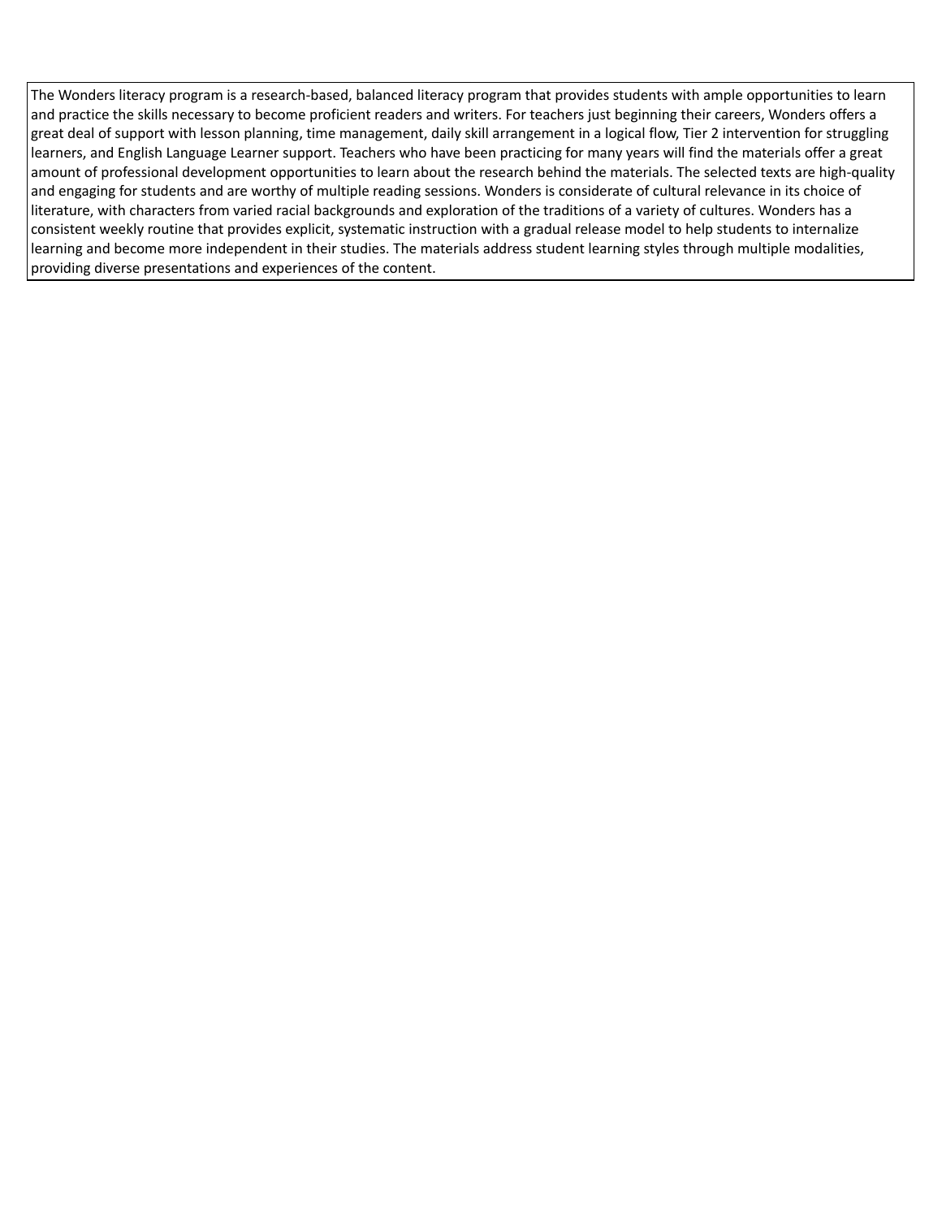The Wonders literacy program is a research-based, balanced literacy program that provides students with ample opportunities to learn and practice the skills necessary to become proficient readers and writers. For teachers just beginning their careers, Wonders offers a great deal of support with lesson planning, time management, daily skill arrangement in a logical flow, Tier 2 intervention for struggling learners, and English Language Learner support. Teachers who have been practicing for many years will find the materials offer a great amount of professional development opportunities to learn about the research behind the materials. The selected texts are high-quality and engaging for students and are worthy of multiple reading sessions. Wonders is considerate of cultural relevance in its choice of literature, with characters from varied racial backgrounds and exploration of the traditions of a variety of cultures. Wonders has a consistent weekly routine that provides explicit, systematic instruction with a gradual release model to help students to internalize learning and become more independent in their studies. The materials address student learning styles through multiple modalities, providing diverse presentations and experiences of the content.